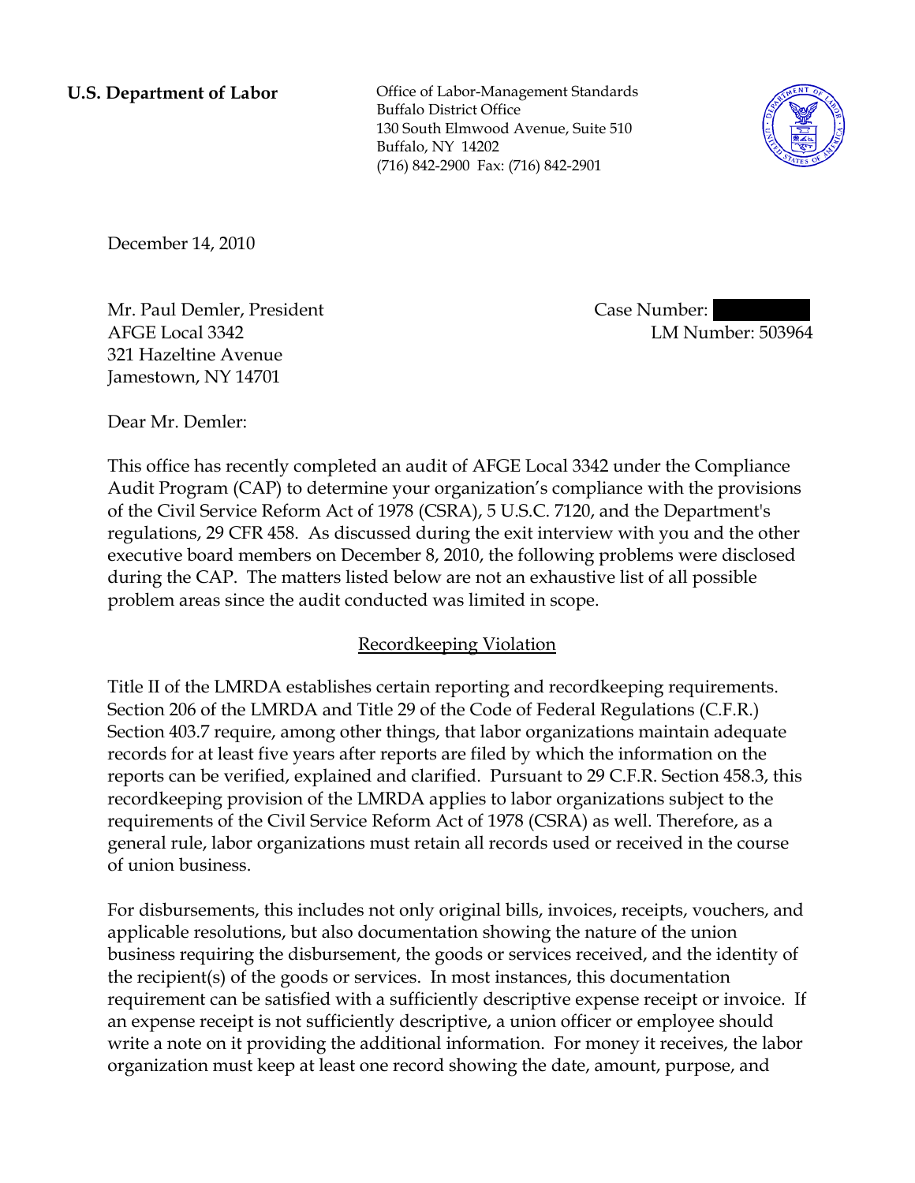**U.S. Department of Labor**

Office of Labor-Management Standards
Buffalo District Office
130 South Elmwood Avenue, Suite 510
Buffalo, NY 14202
(716) 842-2900 Fax: (716) 842-2901

December 14, 2010

Mr. Paul Demler, President
AFGE Local 3342
321 Hazeltine Avenue
Jamestown, NY 14701

Case Number: 
LM Number: 503964

Dear Mr. Demler:

This office has recently completed an audit of AFGE Local 3342 under the Compliance Audit Program (CAP) to determine your organization's compliance with the provisions of the Civil Service Reform Act of 1978 (CSRA), 5 U.S.C. 7120, and the Department's regulations, 29 CFR 458. As discussed during the exit interview with you and the other executive board members on December 8, 2010, the following problems were disclosed during the CAP. The matters listed below are not an exhaustive list of all possible problem areas since the audit conducted was limited in scope.

## Recordkeeping Violation

Title II of the LMRDA establishes certain reporting and recordkeeping requirements. Section 206 of the LMRDA and Title 29 of the Code of Federal Regulations (C.F.R.) Section 403.7 require, among other things, that labor organizations maintain adequate records for at least five years after reports are filed by which the information on the reports can be verified, explained and clarified. Pursuant to 29 C.F.R. Section 458.3, this recordkeeping provision of the LMRDA applies to labor organizations subject to the requirements of the Civil Service Reform Act of 1978 (CSRA) as well. Therefore, as a general rule, labor organizations must retain all records used or received in the course of union business.

For disbursements, this includes not only original bills, invoices, receipts, vouchers, and applicable resolutions, but also documentation showing the nature of the union business requiring the disbursement, the goods or services received, and the identity of the recipient(s) of the goods or services. In most instances, this documentation requirement can be satisfied with a sufficiently descriptive expense receipt or invoice. If an expense receipt is not sufficiently descriptive, a union officer or employee should write a note on it providing the additional information. For money it receives, the labor organization must keep at least one record showing the date, amount, purpose, and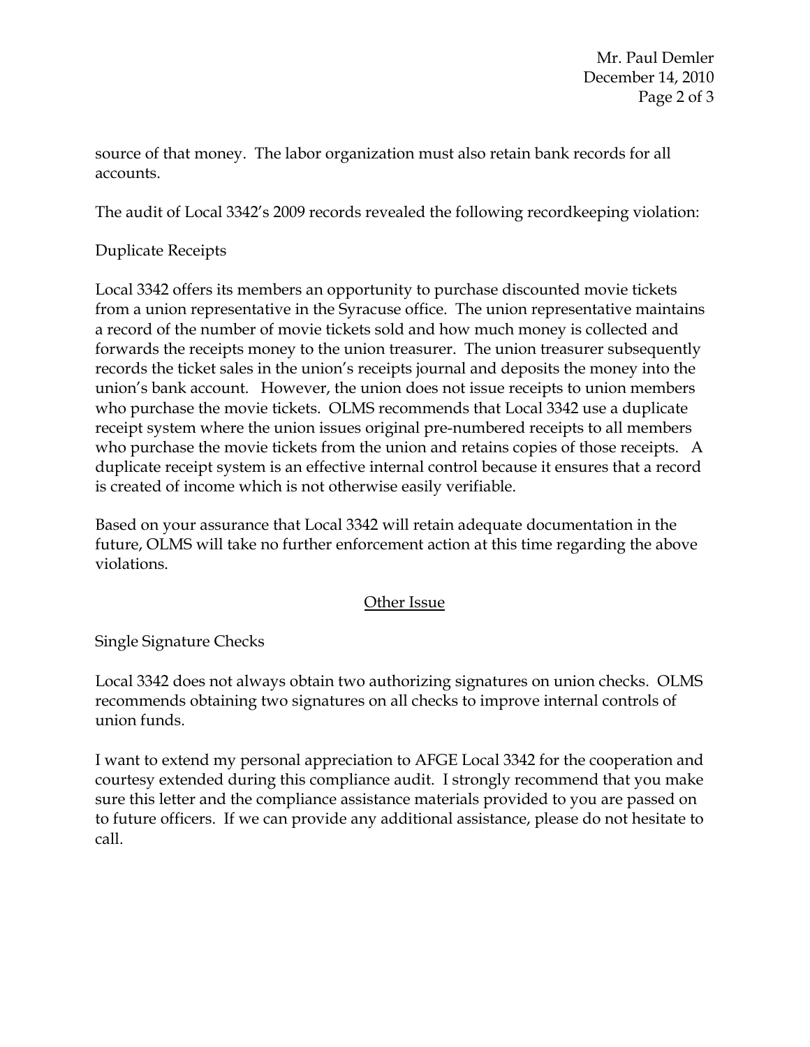source of that money. The labor organization must also retain bank records for all accounts.

The audit of Local 3342's 2009 records revealed the following recordkeeping violation:

Duplicate Receipts

Local 3342 offers its members an opportunity to purchase discounted movie tickets from a union representative in the Syracuse office. The union representative maintains a record of the number of movie tickets sold and how much money is collected and forwards the receipts money to the union treasurer. The union treasurer subsequently records the ticket sales in the union's receipts journal and deposits the money into the union's bank account. However, the union does not issue receipts to union members who purchase the movie tickets. OLMS recommends that Local 3342 use a duplicate receipt system where the union issues original pre-numbered receipts to all members who purchase the movie tickets from the union and retains copies of those receipts. A duplicate receipt system is an effective internal control because it ensures that a record is created of income which is not otherwise easily verifiable.

Based on your assurance that Local 3342 will retain adequate documentation in the future, OLMS will take no further enforcement action at this time regarding the above violations.

## Other Issue

Single Signature Checks

Local 3342 does not always obtain two authorizing signatures on union checks. OLMS recommends obtaining two signatures on all checks to improve internal controls of union funds.

I want to extend my personal appreciation to AFGE Local 3342 for the cooperation and courtesy extended during this compliance audit. I strongly recommend that you make sure this letter and the compliance assistance materials provided to you are passed on to future officers. If we can provide any additional assistance, please do not hesitate to call.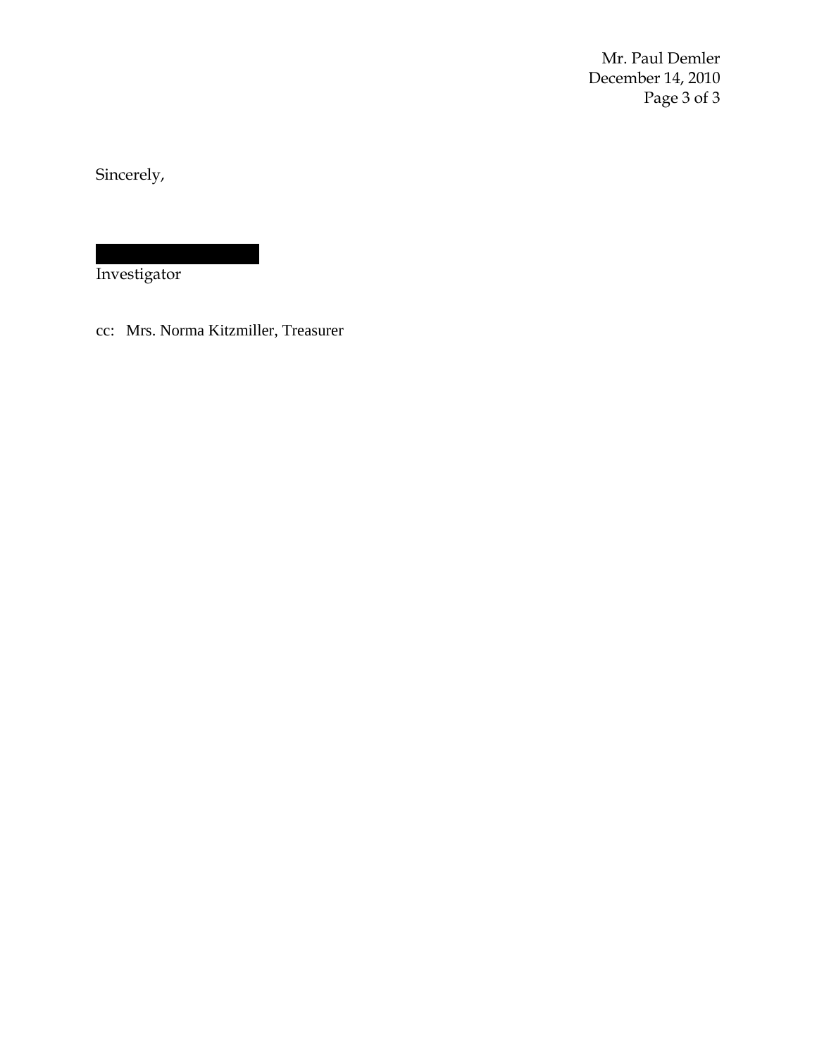Sincerely,

Investigator

cc: Mrs. Norma Kitzmiller, Treasurer